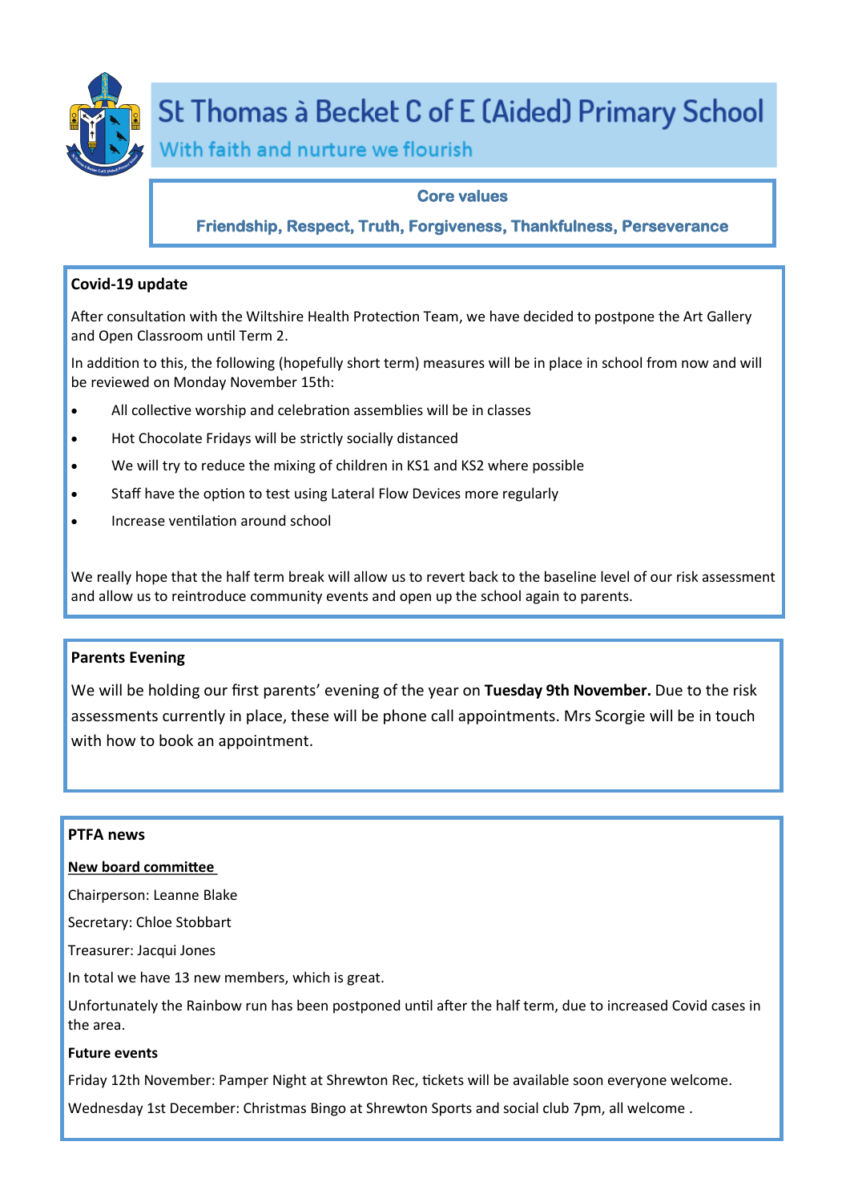# St Thomas à Becket C of E (Aided) Primary School

With faith and nurture we flourish

**Core values**

**Friendship, Respect, Truth, Forgiveness, Thankfulness, Perseverance**

## Covid-19 update

After consultation with the Wiltshire Health Protection Team, we have decided to postpone the Art Gallery and Open Classroom until Term 2.

In addition to this, the following (hopefully short term) measures will be in place in school from now and will be reviewed on Monday November 15th:

- All collective worship and celebration assemblies will be in classes
- Hot Chocolate Fridays will be strictly socially distanced
- We will try to reduce the mixing of children in KS1 and KS2 where possible
- Staff have the option to test using Lateral Flow Devices more regularly
- Increase ventilation around school

We really hope that the half term break will allow us to revert back to the baseline level of our risk assessment and allow us to reintroduce community events and open up the school again to parents.

## Parents Evening

We will be holding our first parents' evening of the year on **Tuesday 9th November.** Due to the risk assessments currently in place, these will be phone call appointments. Mrs Scorgie will be in touch with how to book an appointment.

## PTFA news

**New board committee**

Chairperson: Leanne Blake

Secretary: Chloe Stobbart

Treasurer: Jacqui Jones

In total we have 13 new members, which is great.

Unfortunately the Rainbow run has been postponed until after the half term, due to increased Covid cases in the area.

**Future events**

Friday 12th November: Pamper Night at Shrewton Rec, tickets will be available soon everyone welcome.

Wednesday 1st December: Christmas Bingo at Shrewton Sports and social club 7pm, all welcome .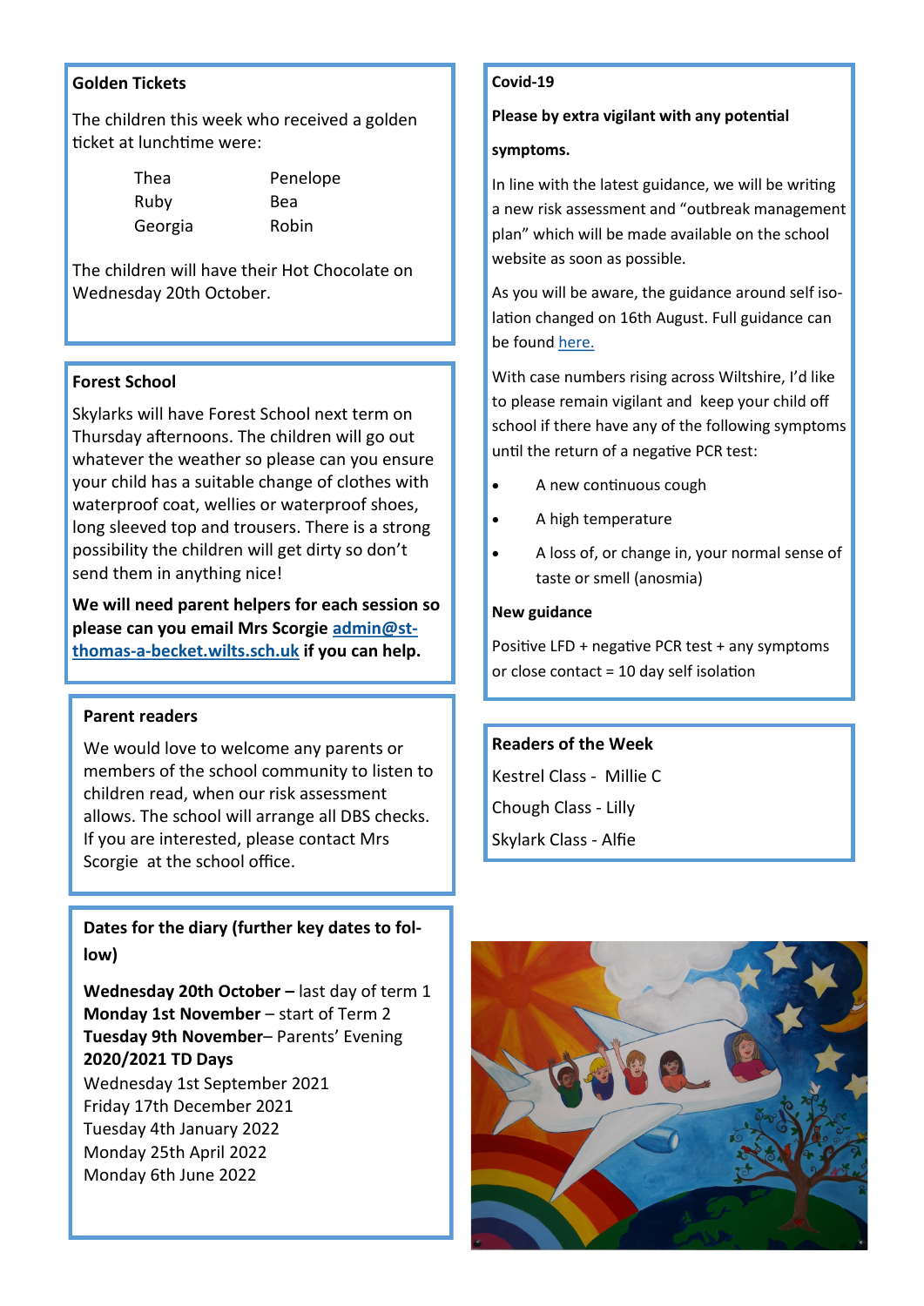## Golden Tickets

The children this week who received a golden ticket at lunchtime were:

| | |
|---|---|
| Thea | Penelope |
| Ruby | Bea |
| Georgia | Robin |

The children will have their Hot Chocolate on Wednesday 20th October.

## Forest School

Skylarks will have Forest School next term on Thursday afternoons. The children will go out whatever the weather so please can you ensure your child has a suitable change of clothes with waterproof coat, wellies or waterproof shoes, long sleeved top and trousers. There is a strong possibility the children will get dirty so don't send them in anything nice!

**We will need parent helpers for each session so please can you email Mrs Scorgie [admin@st-thomas-a-becket.wilts.sch.uk](mailto:admin@st-thomas-a-becket.wilts.sch.uk) if you can help.**

## Parent readers

We would love to welcome any parents or members of the school community to listen to children read, when our risk assessment allows. The school will arrange all DBS checks. If you are interested, please contact Mrs Scorgie at the school office.

## Dates for the diary (further key dates to follow)

**Wednesday 20th October –** last day of term 1
**Monday 1st November** – start of Term 2
**Tuesday 9th November**– Parents' Evening
**2020/2021 TD Days**
Wednesday 1st September 2021
Friday 17th December 2021
Tuesday 4th January 2022
Monday 25th April 2022
Monday 6th June 2022

## Covid-19

**Please by extra vigilant with any potential symptoms.**

In line with the latest guidance, we will be writing a new risk assessment and "outbreak management plan" which will be made available on the school website as soon as possible.

As you will be aware, the guidance around self isolation changed on 16th August. Full guidance can be found here.

With case numbers rising across Wiltshire, I'd like to please remain vigilant and keep your child off school if there have any of the following symptoms until the return of a negative PCR test:

- A new continuous cough
- A high temperature
- A loss of, or change in, your normal sense of taste or smell (anosmia)

**New guidance**

Positive LFD + negative PCR test + any symptoms or close contact = 10 day self isolation

## Readers of the Week

Kestrel Class - Millie C

Chough Class - Lilly

Skylark Class - Alfie